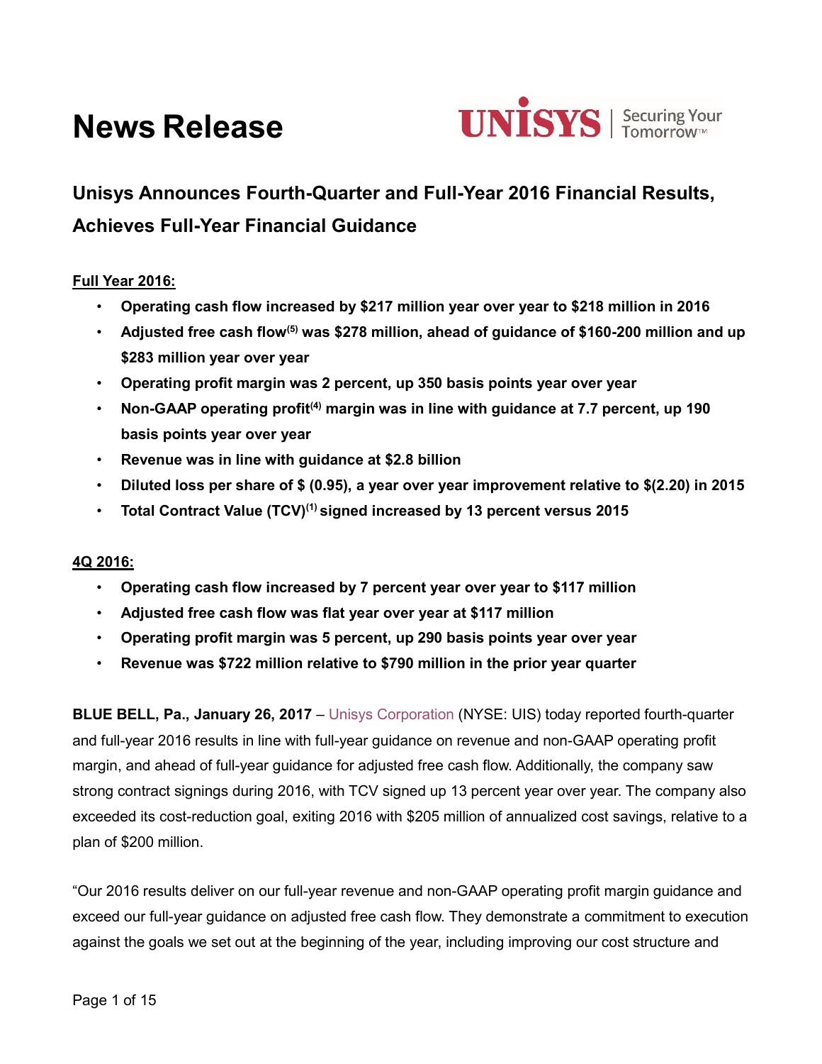# News Release

UNISYS | Securing Your Tomorrow™

## Unisys Announces Fourth-Quarter and Full-Year 2016 Financial Results, Achieves Full-Year Financial Guidance

**Full Year 2016:**

- **Operating cash flow increased by $217 million year over year to $218 million in 2016**
- **Adjusted free cash flow[5] was $278 million, ahead of guidance of $160-200 million and up $283 million year over year**
- **Operating profit margin was 2 percent, up 350 basis points year over year**
- **Non-GAAP operating profit[4] margin was in line with guidance at 7.7 percent, up 190 basis points year over year**
- **Revenue was in line with guidance at $2.8 billion**
- **Diluted loss per share of $ (0.95), a year over year improvement relative to $(2.20) in 2015**
- **Total Contract Value (TCV)[1] signed increased by 13 percent versus 2015**

**4Q 2016:**

- **Operating cash flow increased by 7 percent year over year to $117 million**
- **Adjusted free cash flow was flat year over year at $117 million**
- **Operating profit margin was 5 percent, up 290 basis points year over year**
- **Revenue was $722 million relative to $790 million in the prior year quarter**

**BLUE BELL, Pa., January 26, 2017** – Unisys Corporation (NYSE: UIS) today reported fourth-quarter and full-year 2016 results in line with full-year guidance on revenue and non-GAAP operating profit margin, and ahead of full-year guidance for adjusted free cash flow. Additionally, the company saw strong contract signings during 2016, with TCV signed up 13 percent year over year. The company also exceeded its cost-reduction goal, exiting 2016 with $205 million of annualized cost savings, relative to a plan of $200 million.

"Our 2016 results deliver on our full-year revenue and non-GAAP operating profit margin guidance and exceed our full-year guidance on adjusted free cash flow. They demonstrate a commitment to execution against the goals we set out at the beginning of the year, including improving our cost structure and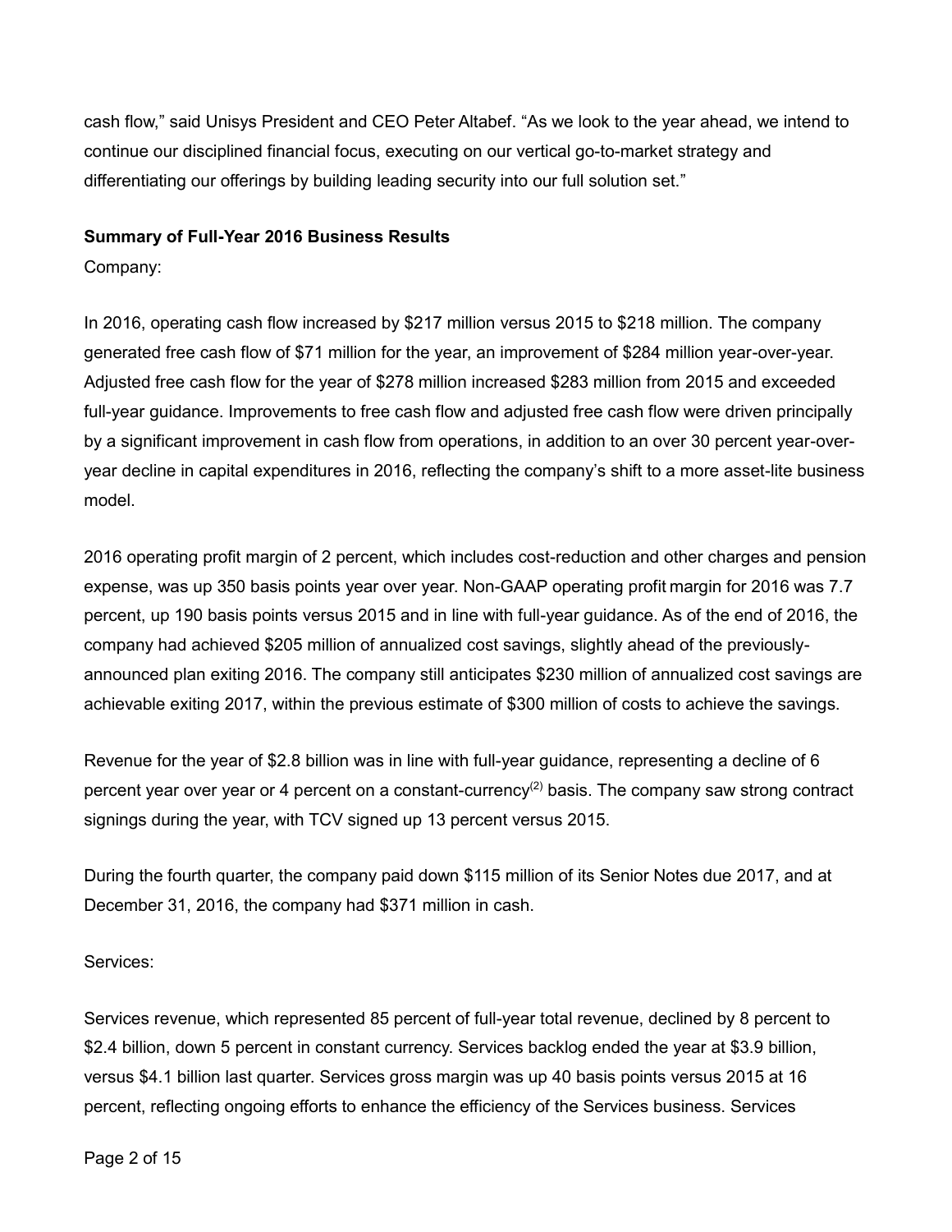cash flow," said Unisys President and CEO Peter Altabef. "As we look to the year ahead, we intend to continue our disciplined financial focus, executing on our vertical go-to-market strategy and differentiating our offerings by building leading security into our full solution set."

**Summary of Full-Year 2016 Business Results**

Company:

In 2016, operating cash flow increased by $217 million versus 2015 to $218 million. The company generated free cash flow of $71 million for the year, an improvement of $284 million year-over-year. Adjusted free cash flow for the year of $278 million increased $283 million from 2015 and exceeded full-year guidance. Improvements to free cash flow and adjusted free cash flow were driven principally by a significant improvement in cash flow from operations, in addition to an over 30 percent year-over-year decline in capital expenditures in 2016, reflecting the company's shift to a more asset-lite business model.

2016 operating profit margin of 2 percent, which includes cost-reduction and other charges and pension expense, was up 350 basis points year over year. Non-GAAP operating profit margin for 2016 was 7.7 percent, up 190 basis points versus 2015 and in line with full-year guidance. As of the end of 2016, the company had achieved $205 million of annualized cost savings, slightly ahead of the previously-announced plan exiting 2016. The company still anticipates $230 million of annualized cost savings are achievable exiting 2017, within the previous estimate of $300 million of costs to achieve the savings.

Revenue for the year of $2.8 billion was in line with full-year guidance, representing a decline of 6 percent year over year or 4 percent on a constant-currency(2) basis. The company saw strong contract signings during the year, with TCV signed up 13 percent versus 2015.

During the fourth quarter, the company paid down $115 million of its Senior Notes due 2017, and at December 31, 2016, the company had $371 million in cash.

Services:

Services revenue, which represented 85 percent of full-year total revenue, declined by 8 percent to $2.4 billion, down 5 percent in constant currency. Services backlog ended the year at $3.9 billion, versus $4.1 billion last quarter. Services gross margin was up 40 basis points versus 2015 at 16 percent, reflecting ongoing efforts to enhance the efficiency of the Services business. Services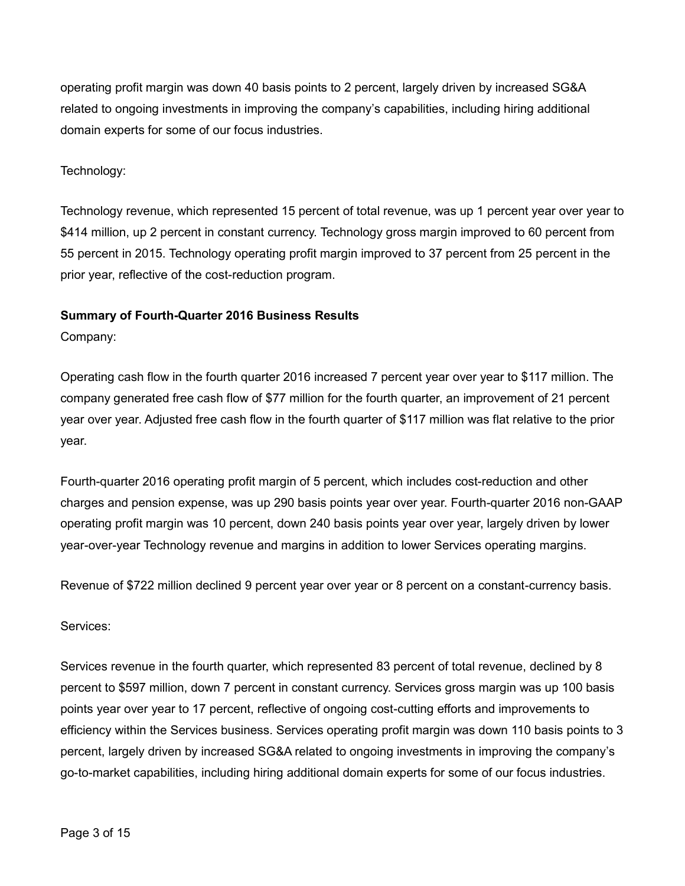operating profit margin was down 40 basis points to 2 percent, largely driven by increased SG&A related to ongoing investments in improving the company's capabilities, including hiring additional domain experts for some of our focus industries.

Technology:

Technology revenue, which represented 15 percent of total revenue, was up 1 percent year over year to $414 million, up 2 percent in constant currency. Technology gross margin improved to 60 percent from 55 percent in 2015. Technology operating profit margin improved to 37 percent from 25 percent in the prior year, reflective of the cost-reduction program.

**Summary of Fourth-Quarter 2016 Business Results**

Company:

Operating cash flow in the fourth quarter 2016 increased 7 percent year over year to $117 million. The company generated free cash flow of $77 million for the fourth quarter, an improvement of 21 percent year over year. Adjusted free cash flow in the fourth quarter of $117 million was flat relative to the prior year.

Fourth-quarter 2016 operating profit margin of 5 percent, which includes cost-reduction and other charges and pension expense, was up 290 basis points year over year. Fourth-quarter 2016 non-GAAP operating profit margin was 10 percent, down 240 basis points year over year, largely driven by lower year-over-year Technology revenue and margins in addition to lower Services operating margins.

Revenue of $722 million declined 9 percent year over year or 8 percent on a constant-currency basis.

Services:

Services revenue in the fourth quarter, which represented 83 percent of total revenue, declined by 8 percent to $597 million, down 7 percent in constant currency. Services gross margin was up 100 basis points year over year to 17 percent, reflective of ongoing cost-cutting efforts and improvements to efficiency within the Services business. Services operating profit margin was down 110 basis points to 3 percent, largely driven by increased SG&A related to ongoing investments in improving the company's go-to-market capabilities, including hiring additional domain experts for some of our focus industries.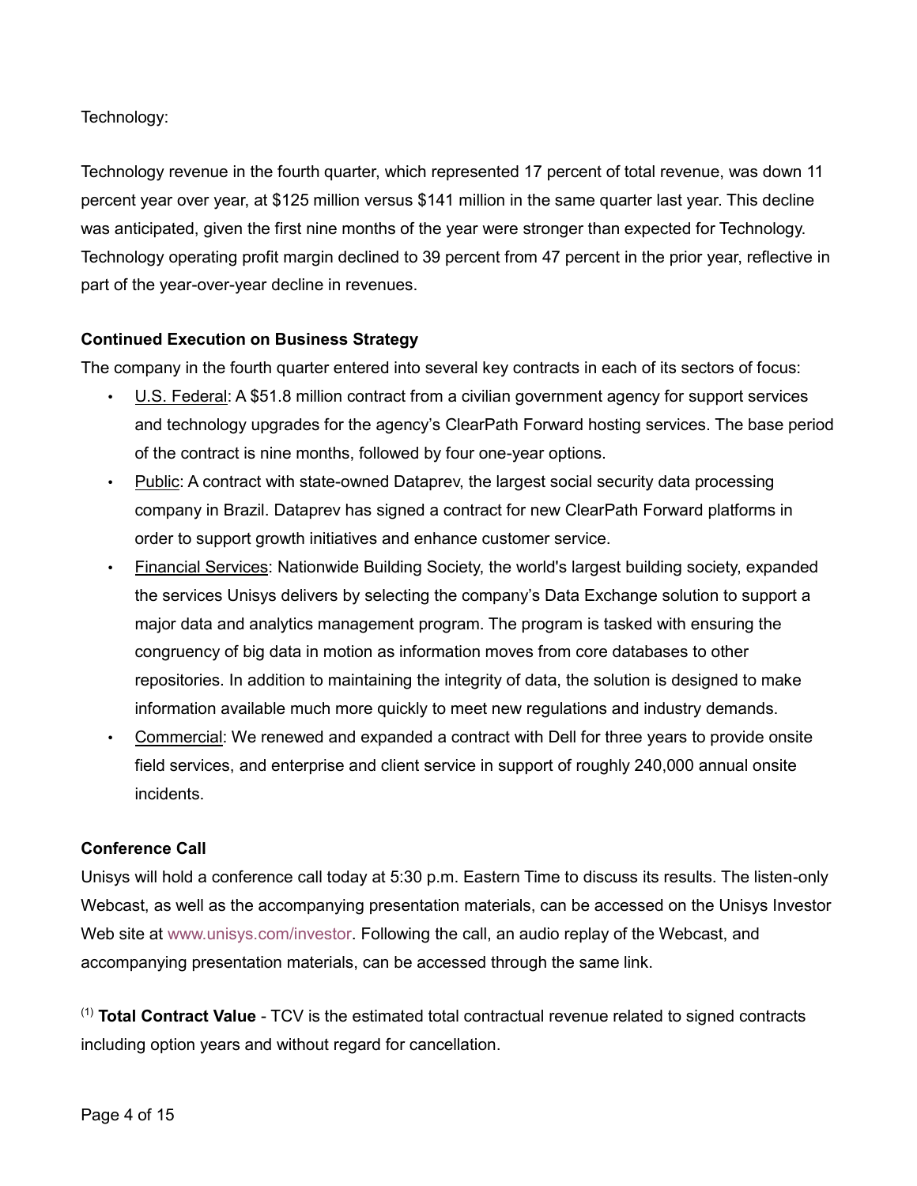Technology:

Technology revenue in the fourth quarter, which represented 17 percent of total revenue, was down 11 percent year over year, at $125 million versus $141 million in the same quarter last year. This decline was anticipated, given the first nine months of the year were stronger than expected for Technology. Technology operating profit margin declined to 39 percent from 47 percent in the prior year, reflective in part of the year-over-year decline in revenues.

**Continued Execution on Business Strategy**

The company in the fourth quarter entered into several key contracts in each of its sectors of focus:

- U.S. Federal: A $51.8 million contract from a civilian government agency for support services and technology upgrades for the agency's ClearPath Forward hosting services. The base period of the contract is nine months, followed by four one-year options.
- Public: A contract with state-owned Dataprev, the largest social security data processing company in Brazil. Dataprev has signed a contract for new ClearPath Forward platforms in order to support growth initiatives and enhance customer service.
- Financial Services: Nationwide Building Society, the world's largest building society, expanded the services Unisys delivers by selecting the company's Data Exchange solution to support a major data and analytics management program. The program is tasked with ensuring the congruency of big data in motion as information moves from core databases to other repositories. In addition to maintaining the integrity of data, the solution is designed to make information available much more quickly to meet new regulations and industry demands.
- Commercial: We renewed and expanded a contract with Dell for three years to provide onsite field services, and enterprise and client service in support of roughly 240,000 annual onsite incidents.

**Conference Call**

Unisys will hold a conference call today at 5:30 p.m. Eastern Time to discuss its results. The listen-only Webcast, as well as the accompanying presentation materials, can be accessed on the Unisys Investor Web site at www.unisys.com/investor. Following the call, an audio replay of the Webcast, and accompanying presentation materials, can be accessed through the same link.

(1) **Total Contract Value** - TCV is the estimated total contractual revenue related to signed contracts including option years and without regard for cancellation.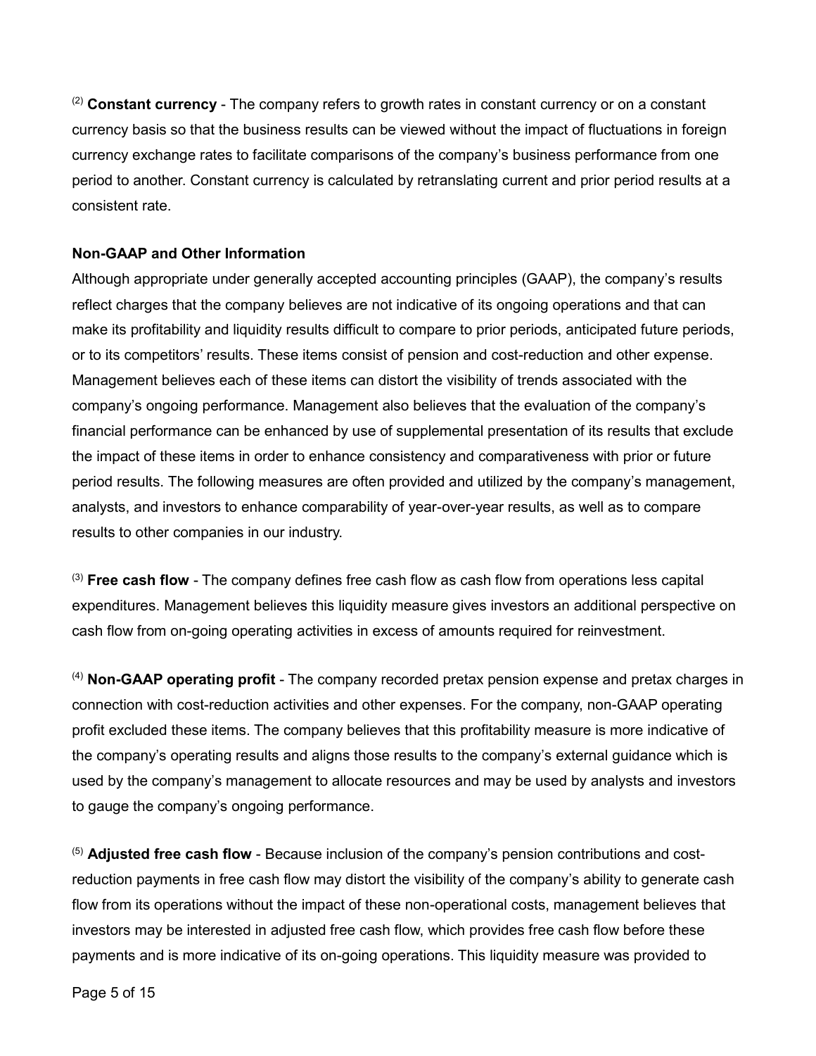[(2)] **Constant currency** - The company refers to growth rates in constant currency or on a constant currency basis so that the business results can be viewed without the impact of fluctuations in foreign currency exchange rates to facilitate comparisons of the company's business performance from one period to another. Constant currency is calculated by retranslating current and prior period results at a consistent rate.

**Non-GAAP and Other Information**

Although appropriate under generally accepted accounting principles (GAAP), the company's results reflect charges that the company believes are not indicative of its ongoing operations and that can make its profitability and liquidity results difficult to compare to prior periods, anticipated future periods, or to its competitors' results. These items consist of pension and cost-reduction and other expense. Management believes each of these items can distort the visibility of trends associated with the company's ongoing performance. Management also believes that the evaluation of the company's financial performance can be enhanced by use of supplemental presentation of its results that exclude the impact of these items in order to enhance consistency and comparativeness with prior or future period results. The following measures are often provided and utilized by the company's management, analysts, and investors to enhance comparability of year-over-year results, as well as to compare results to other companies in our industry.

[(3)] **Free cash flow** - The company defines free cash flow as cash flow from operations less capital expenditures. Management believes this liquidity measure gives investors an additional perspective on cash flow from on-going operating activities in excess of amounts required for reinvestment.

[(4)] **Non-GAAP operating profit** - The company recorded pretax pension expense and pretax charges in connection with cost-reduction activities and other expenses. For the company, non-GAAP operating profit excluded these items. The company believes that this profitability measure is more indicative of the company's operating results and aligns those results to the company's external guidance which is used by the company's management to allocate resources and may be used by analysts and investors to gauge the company's ongoing performance.

[(5)] **Adjusted free cash flow** - Because inclusion of the company's pension contributions and cost-reduction payments in free cash flow may distort the visibility of the company's ability to generate cash flow from its operations without the impact of these non-operational costs, management believes that investors may be interested in adjusted free cash flow, which provides free cash flow before these payments and is more indicative of its on-going operations. This liquidity measure was provided to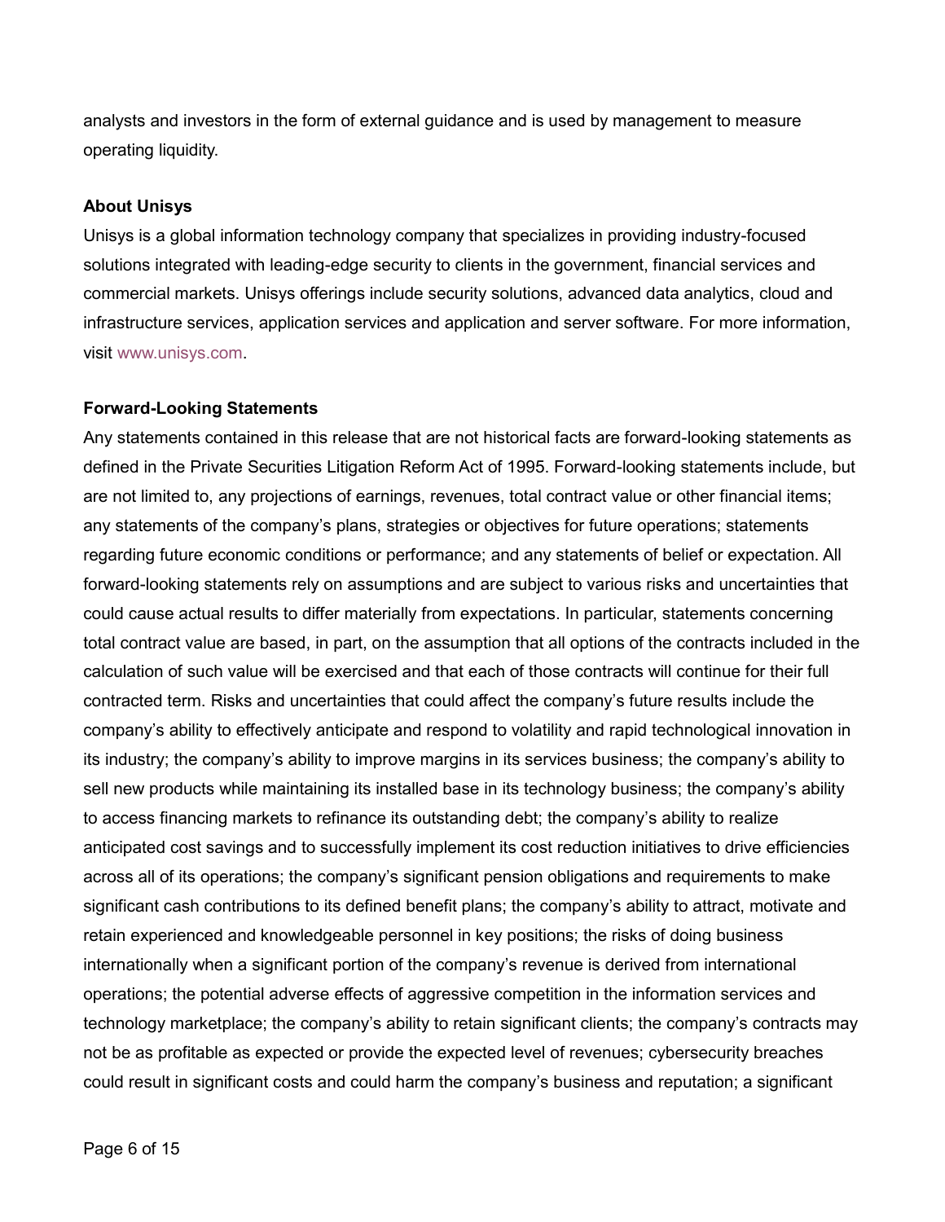analysts and investors in the form of external guidance and is used by management to measure operating liquidity.

**About Unisys**

Unisys is a global information technology company that specializes in providing industry-focused solutions integrated with leading-edge security to clients in the government, financial services and commercial markets. Unisys offerings include security solutions, advanced data analytics, cloud and infrastructure services, application services and application and server software. For more information, visit www.unisys.com.

**Forward-Looking Statements**

Any statements contained in this release that are not historical facts are forward-looking statements as defined in the Private Securities Litigation Reform Act of 1995. Forward-looking statements include, but are not limited to, any projections of earnings, revenues, total contract value or other financial items; any statements of the company's plans, strategies or objectives for future operations; statements regarding future economic conditions or performance; and any statements of belief or expectation. All forward-looking statements rely on assumptions and are subject to various risks and uncertainties that could cause actual results to differ materially from expectations. In particular, statements concerning total contract value are based, in part, on the assumption that all options of the contracts included in the calculation of such value will be exercised and that each of those contracts will continue for their full contracted term. Risks and uncertainties that could affect the company's future results include the company's ability to effectively anticipate and respond to volatility and rapid technological innovation in its industry; the company's ability to improve margins in its services business; the company's ability to sell new products while maintaining its installed base in its technology business; the company's ability to access financing markets to refinance its outstanding debt; the company's ability to realize anticipated cost savings and to successfully implement its cost reduction initiatives to drive efficiencies across all of its operations; the company's significant pension obligations and requirements to make significant cash contributions to its defined benefit plans; the company's ability to attract, motivate and retain experienced and knowledgeable personnel in key positions; the risks of doing business internationally when a significant portion of the company's revenue is derived from international operations; the potential adverse effects of aggressive competition in the information services and technology marketplace; the company's ability to retain significant clients; the company's contracts may not be as profitable as expected or provide the expected level of revenues; cybersecurity breaches could result in significant costs and could harm the company's business and reputation; a significant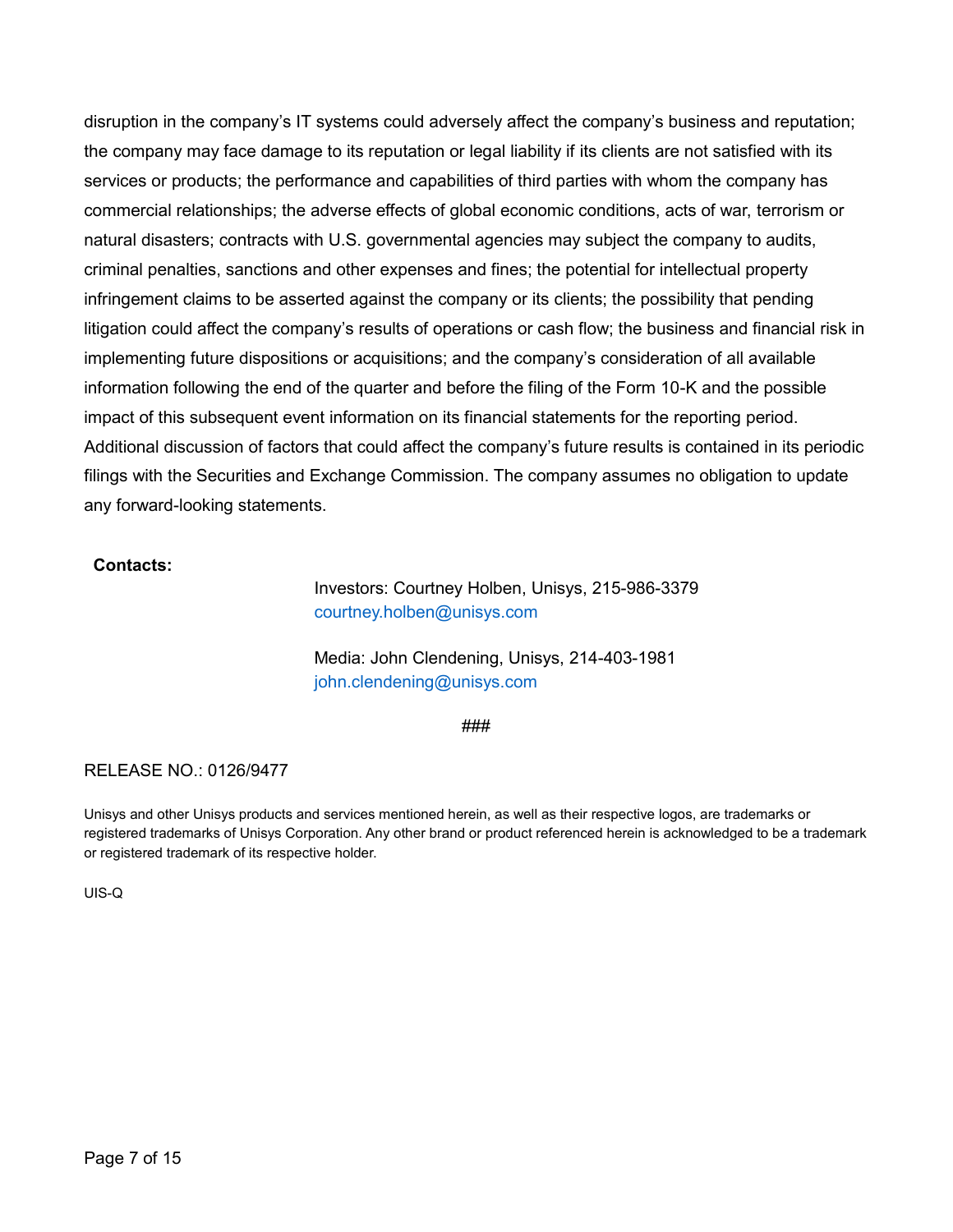disruption in the company's IT systems could adversely affect the company's business and reputation; the company may face damage to its reputation or legal liability if its clients are not satisfied with its services or products; the performance and capabilities of third parties with whom the company has commercial relationships; the adverse effects of global economic conditions, acts of war, terrorism or natural disasters; contracts with U.S. governmental agencies may subject the company to audits, criminal penalties, sanctions and other expenses and fines; the potential for intellectual property infringement claims to be asserted against the company or its clients; the possibility that pending litigation could affect the company's results of operations or cash flow; the business and financial risk in implementing future dispositions or acquisitions; and the company's consideration of all available information following the end of the quarter and before the filing of the Form 10-K and the possible impact of this subsequent event information on its financial statements for the reporting period. Additional discussion of factors that could affect the company's future results is contained in its periodic filings with the Securities and Exchange Commission. The company assumes no obligation to update any forward-looking statements.

**Contacts:**

Investors: Courtney Holben, Unisys, 215-986-3379
courtney.holben@unisys.com

Media: John Clendening, Unisys, 214-403-1981
john.clendening@unisys.com

###

RELEASE NO.: 0126/9477

Unisys and other Unisys products and services mentioned herein, as well as their respective logos, are trademarks or registered trademarks of Unisys Corporation. Any other brand or product referenced herein is acknowledged to be a trademark or registered trademark of its respective holder.

UIS-Q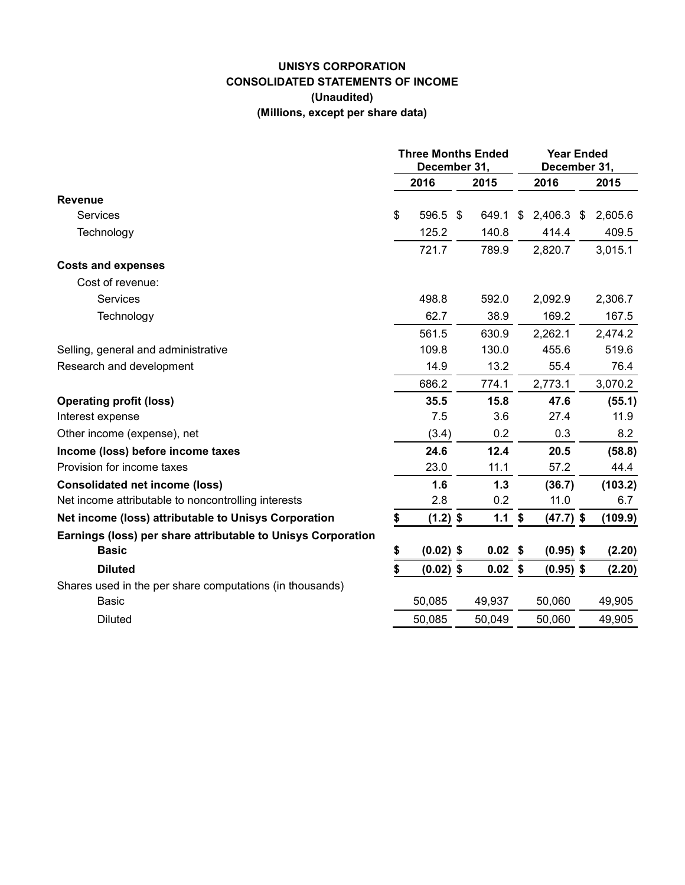# UNISYS CORPORATION
## CONSOLIDATED STATEMENTS OF INCOME
### (Unaudited)
### (Millions, except per share data)

| | Three Months Ended December 31, | | Year Ended December 31, | |
|---|---|---|---|---|
| | 2016 | 2015 | 2016 | 2015 |
| **Revenue** | | | | |
| Services | $ 596.5 | $ 649.1 | $ 2,406.3 | $ 2,605.6 |
| Technology | 125.2 | 140.8 | 414.4 | 409.5 |
| | 721.7 | 789.9 | 2,820.7 | 3,015.1 |
| **Costs and expenses** | | | | |
| Cost of revenue: | | | | |
| Services | 498.8 | 592.0 | 2,092.9 | 2,306.7 |
| Technology | 62.7 | 38.9 | 169.2 | 167.5 |
| | 561.5 | 630.9 | 2,262.1 | 2,474.2 |
| Selling, general and administrative | 109.8 | 130.0 | 455.6 | 519.6 |
| Research and development | 14.9 | 13.2 | 55.4 | 76.4 |
| | 686.2 | 774.1 | 2,773.1 | 3,070.2 |
| **Operating profit (loss)** | **35.5** | **15.8** | **47.6** | **(55.1)** |
| Interest expense | 7.5 | 3.6 | 27.4 | 11.9 |
| Other income (expense), net | (3.4) | 0.2 | 0.3 | 8.2 |
| **Income (loss) before income taxes** | **24.6** | **12.4** | **20.5** | **(58.8)** |
| Provision for income taxes | 23.0 | 11.1 | 57.2 | 44.4 |
| **Consolidated net income (loss)** | **1.6** | **1.3** | **(36.7)** | **(103.2)** |
| Net income attributable to noncontrolling interests | 2.8 | 0.2 | 11.0 | 6.7 |
| **Net income (loss) attributable to Unisys Corporation** | **$ (1.2)** | **$ 1.1** | **$ (47.7)** | **$ (109.9)** |
| **Earnings (loss) per share attributable to Unisys Corporation** | | | | |
| **Basic** | **$ (0.02)** | **$ 0.02** | **$ (0.95)** | **$ (2.20)** |
| **Diluted** | **$ (0.02)** | **$ 0.02** | **$ (0.95)** | **$ (2.20)** |
| Shares used in the per share computations (in thousands) | | | | |
| Basic | 50,085 | 49,937 | 50,060 | 49,905 |
| Diluted | 50,085 | 50,049 | 50,060 | 49,905 |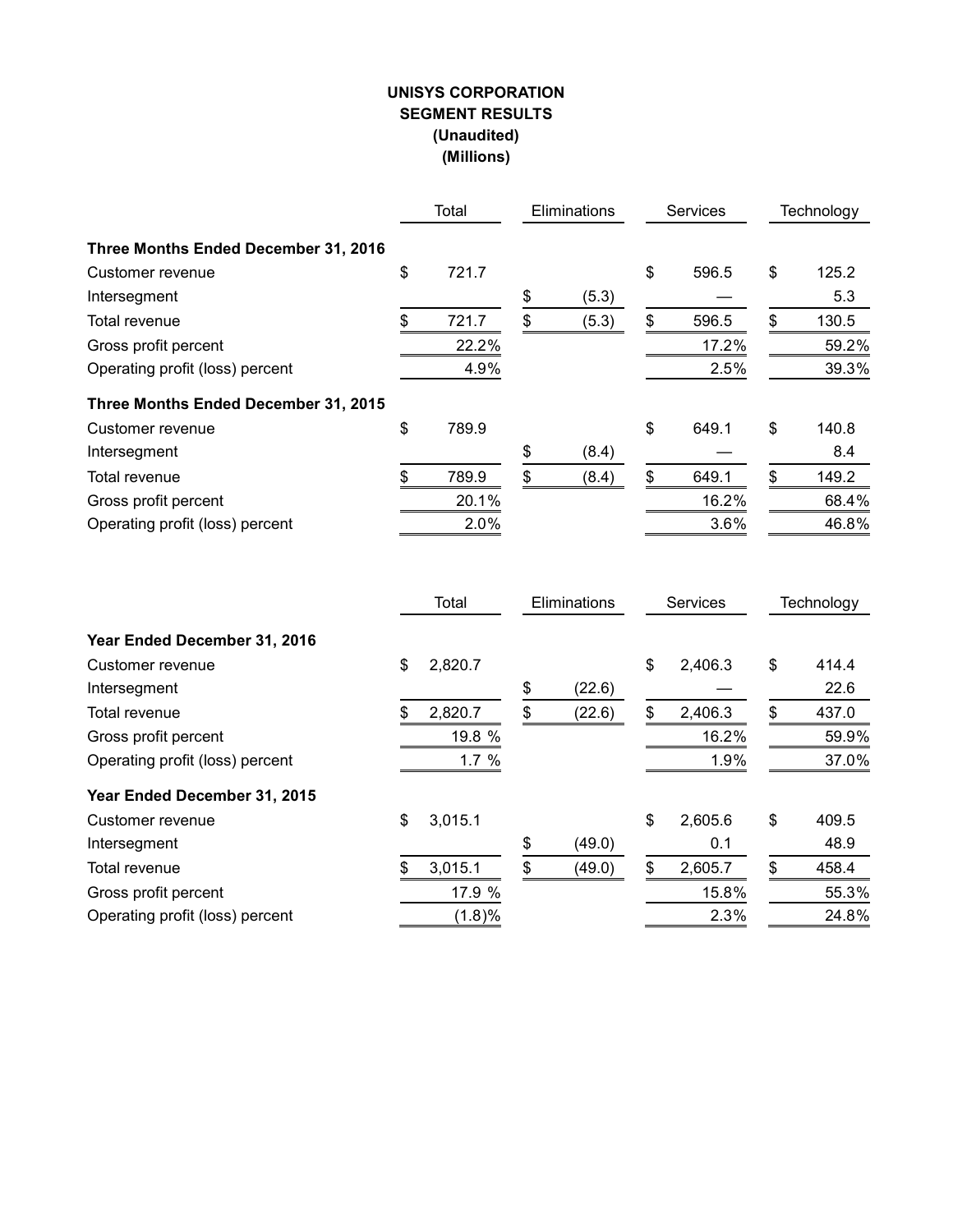**UNISYS CORPORATION**
**SEGMENT RESULTS**
**(Unaudited)**
**(Millions)**

| | Total | Eliminations | Services | Technology |
|---|---|---|---|---|
| **Three Months Ended December 31, 2016** | | | | |
| Customer revenue | $ 721.7 | | $ 596.5 | $ 125.2 |
| Intersegment | | $ (5.3) | — | 5.3 |
| Total revenue | $ 721.7 | $ (5.3) | $ 596.5 | $ 130.5 |
| Gross profit percent | 22.2% | | 17.2% | 59.2% |
| Operating profit (loss) percent | 4.9% | | 2.5% | 39.3% |
| **Three Months Ended December 31, 2015** | | | | |
| Customer revenue | $ 789.9 | | $ 649.1 | $ 140.8 |
| Intersegment | | $ (8.4) | — | 8.4 |
| Total revenue | $ 789.9 | $ (8.4) | $ 649.1 | $ 149.2 |
| Gross profit percent | 20.1% | | 16.2% | 68.4% |
| Operating profit (loss) percent | 2.0% | | 3.6% | 46.8% |

| | Total | Eliminations | Services | Technology |
|---|---|---|---|---|
| **Year Ended December 31, 2016** | | | | |
| Customer revenue | $ 2,820.7 | | $ 2,406.3 | $ 414.4 |
| Intersegment | | $ (22.6) | — | 22.6 |
| Total revenue | $ 2,820.7 | $ (22.6) | $ 2,406.3 | $ 437.0 |
| Gross profit percent | 19.8 % | | 16.2% | 59.9% |
| Operating profit (loss) percent | 1.7 % | | 1.9% | 37.0% |
| **Year Ended December 31, 2015** | | | | |
| Customer revenue | $ 3,015.1 | | $ 2,605.6 | $ 409.5 |
| Intersegment | | $ (49.0) | 0.1 | 48.9 |
| Total revenue | $ 3,015.1 | $ (49.0) | $ 2,605.7 | $ 458.4 |
| Gross profit percent | 17.9 % | | 15.8% | 55.3% |
| Operating profit (loss) percent | (1.8)% | | 2.3% | 24.8% |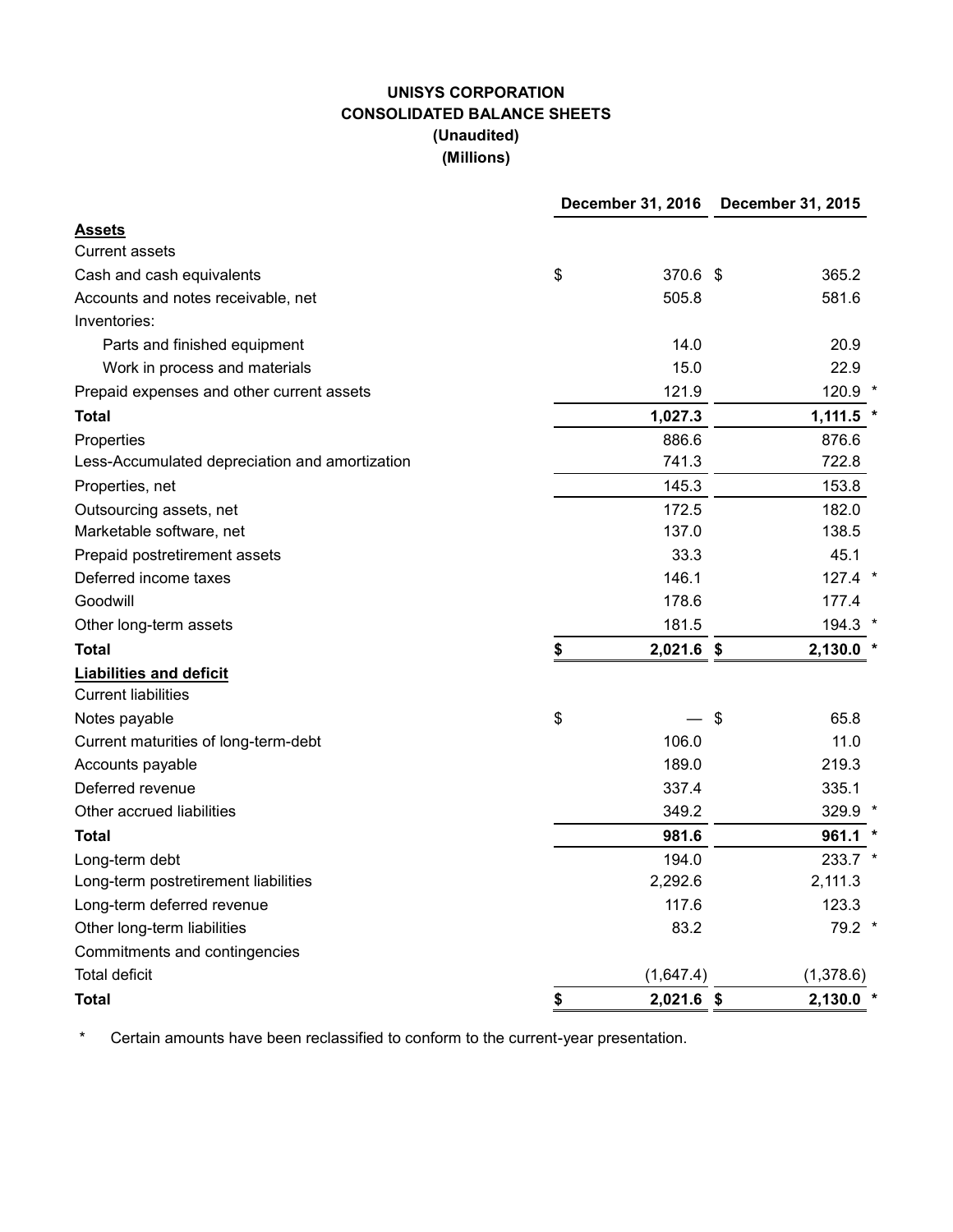**UNISYS CORPORATION**
**CONSOLIDATED BALANCE SHEETS**
**(Unaudited)**
**(Millions)**

| | December 31, 2016 | December 31, 2015 |
|---|---|---|
| **Assets** | | |
| Current assets | | |
| Cash and cash equivalents | $ 370.6 | $ 365.2 |
| Accounts and notes receivable, net | 505.8 | 581.6 |
| Inventories: | | |
| Parts and finished equipment | 14.0 | 20.9 |
| Work in process and materials | 15.0 | 22.9 |
| Prepaid expenses and other current assets | 121.9 | 120.9 * |
| **Total** | **1,027.3** | **1,111.5** * |
| Properties | 886.6 | 876.6 |
| Less-Accumulated depreciation and amortization | 741.3 | 722.8 |
| Properties, net | 145.3 | 153.8 |
| Outsourcing assets, net | 172.5 | 182.0 |
| Marketable software, net | 137.0 | 138.5 |
| Prepaid postretirement assets | 33.3 | 45.1 |
| Deferred income taxes | 146.1 | 127.4 * |
| Goodwill | 178.6 | 177.4 |
| Other long-term assets | 181.5 | 194.3 * |
| **Total** | **$ 2,021.6** | **$ 2,130.0** * |
| **Liabilities and deficit** | | |
| Current liabilities | | |
| Notes payable | $ — | $ 65.8 |
| Current maturities of long-term-debt | 106.0 | 11.0 |
| Accounts payable | 189.0 | 219.3 |
| Deferred revenue | 337.4 | 335.1 |
| Other accrued liabilities | 349.2 | 329.9 * |
| **Total** | **981.6** | **961.1** * |
| Long-term debt | 194.0 | 233.7 * |
| Long-term postretirement liabilities | 2,292.6 | 2,111.3 |
| Long-term deferred revenue | 117.6 | 123.3 |
| Other long-term liabilities | 83.2 | 79.2 * |
| Commitments and contingencies | | |
| Total deficit | (1,647.4) | (1,378.6) |
| **Total** | **$ 2,021.6** | **$ 2,130.0** * |

\* Certain amounts have been reclassified to conform to the current-year presentation.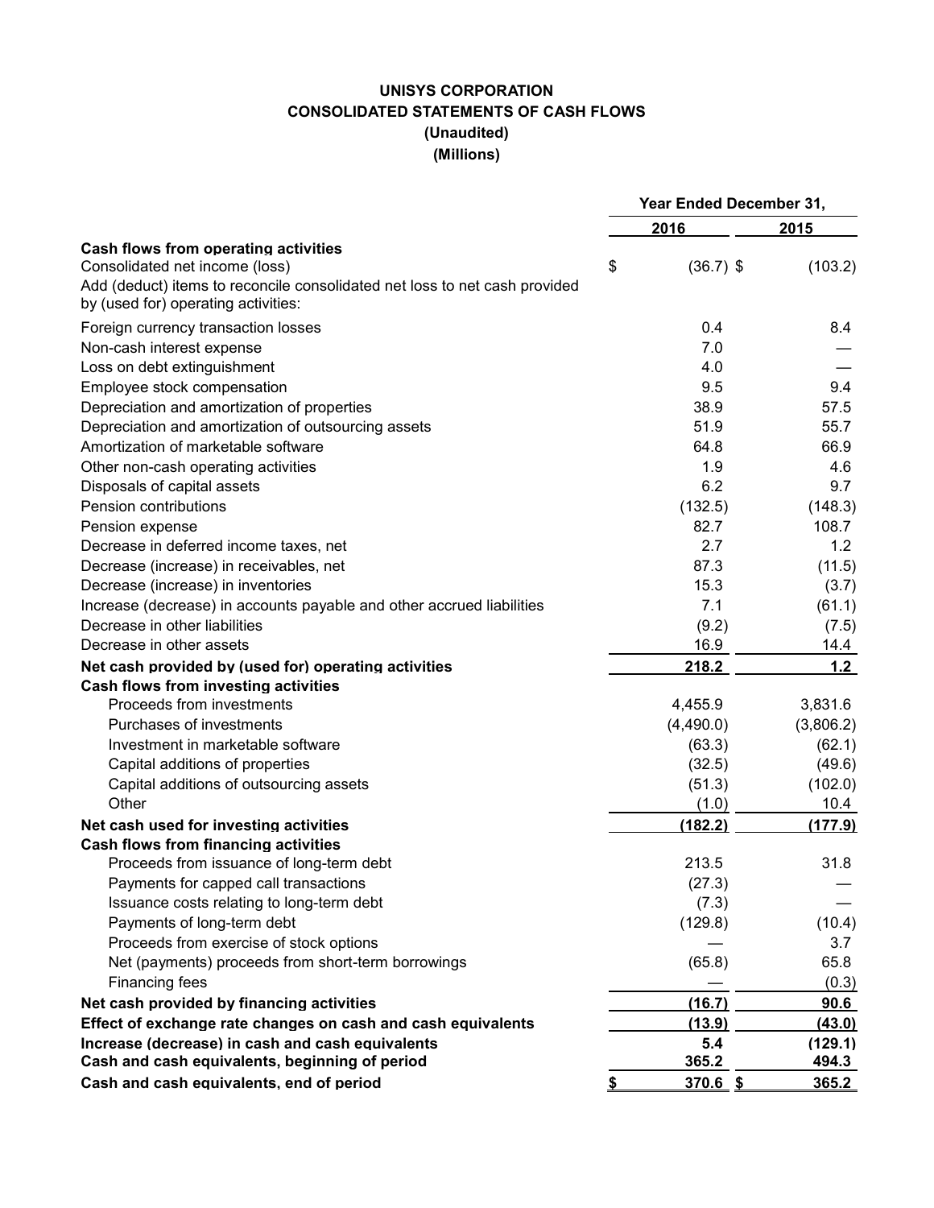**UNISYS CORPORATION**
**CONSOLIDATED STATEMENTS OF CASH FLOWS**
**(Unaudited)**
**(Millions)**

| | Year Ended December 31, | |
|---|---|---|
| | 2016 | 2015 |
| **Cash flows from operating activities** | | |
| Consolidated net income (loss) | $ (36.7) | $ (103.2) |
| Add (deduct) items to reconcile consolidated net loss to net cash provided by (used for) operating activities: | | |
| Foreign currency transaction losses | 0.4 | 8.4 |
| Non-cash interest expense | 7.0 | — |
| Loss on debt extinguishment | 4.0 | — |
| Employee stock compensation | 9.5 | 9.4 |
| Depreciation and amortization of properties | 38.9 | 57.5 |
| Depreciation and amortization of outsourcing assets | 51.9 | 55.7 |
| Amortization of marketable software | 64.8 | 66.9 |
| Other non-cash operating activities | 1.9 | 4.6 |
| Disposals of capital assets | 6.2 | 9.7 |
| Pension contributions | (132.5) | (148.3) |
| Pension expense | 82.7 | 108.7 |
| Decrease in deferred income taxes, net | 2.7 | 1.2 |
| Decrease (increase) in receivables, net | 87.3 | (11.5) |
| Decrease (increase) in inventories | 15.3 | (3.7) |
| Increase (decrease) in accounts payable and other accrued liabilities | 7.1 | (61.1) |
| Decrease in other liabilities | (9.2) | (7.5) |
| Decrease in other assets | 16.9 | 14.4 |
| **Net cash provided by (used for) operating activities** | **218.2** | **1.2** |
| **Cash flows from investing activities** | | |
| Proceeds from investments | 4,455.9 | 3,831.6 |
| Purchases of investments | (4,490.0) | (3,806.2) |
| Investment in marketable software | (63.3) | (62.1) |
| Capital additions of properties | (32.5) | (49.6) |
| Capital additions of outsourcing assets | (51.3) | (102.0) |
| Other | (1.0) | 10.4 |
| **Net cash used for investing activities** | **(182.2)** | **(177.9)** |
| **Cash flows from financing activities** | | |
| Proceeds from issuance of long-term debt | 213.5 | 31.8 |
| Payments for capped call transactions | (27.3) | — |
| Issuance costs relating to long-term debt | (7.3) | — |
| Payments of long-term debt | (129.8) | (10.4) |
| Proceeds from exercise of stock options | — | 3.7 |
| Net (payments) proceeds from short-term borrowings | (65.8) | 65.8 |
| Financing fees | — | (0.3) |
| **Net cash provided by financing activities** | **(16.7)** | **90.6** |
| **Effect of exchange rate changes on cash and cash equivalents** | **(13.9)** | **(43.0)** |
| **Increase (decrease) in cash and cash equivalents** | **5.4** | **(129.1)** |
| **Cash and cash equivalents, beginning of period** | **365.2** | **494.3** |
| **Cash and cash equivalents, end of period** | **$ 370.6** | **$ 365.2** |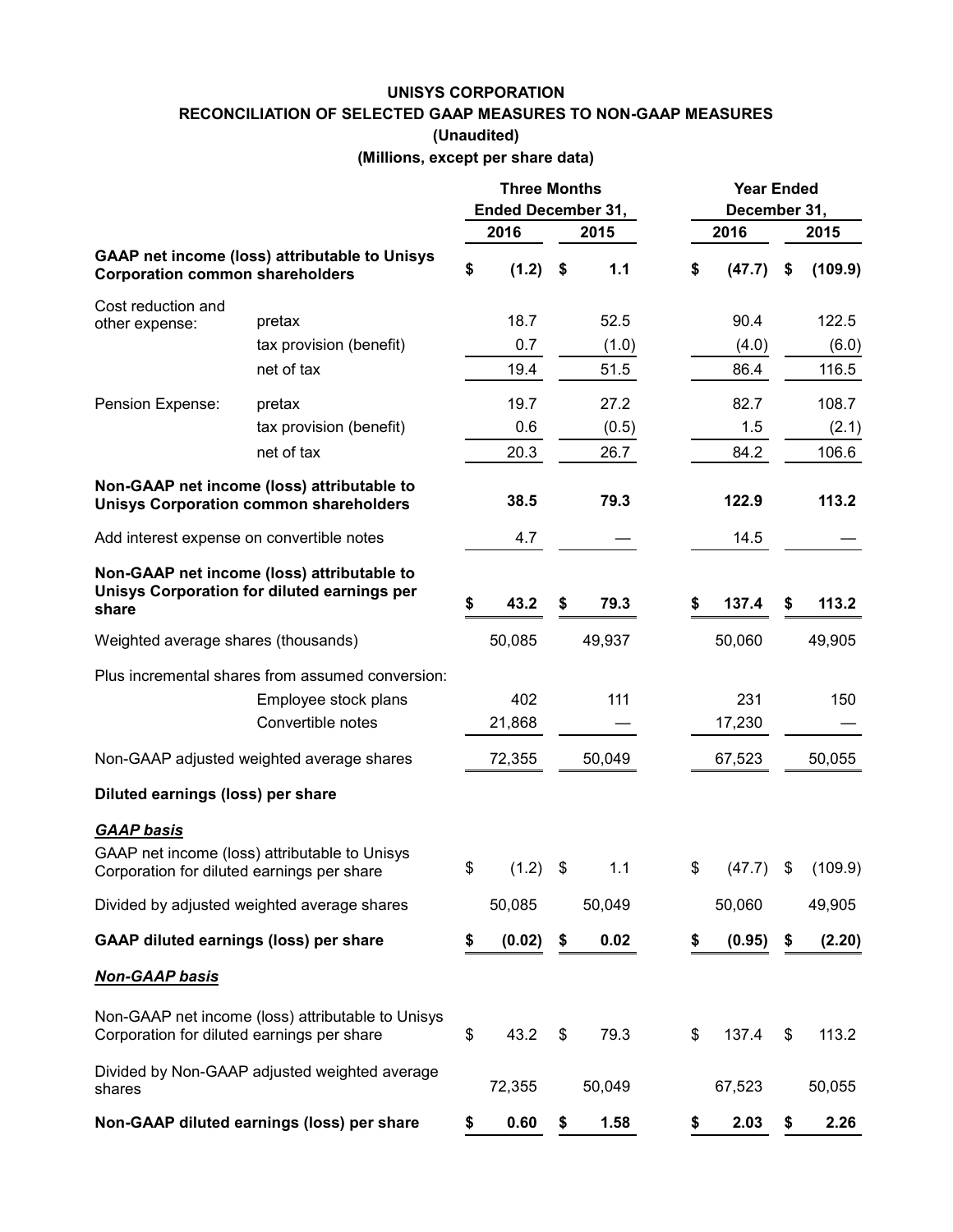**UNISYS CORPORATION**
**RECONCILIATION OF SELECTED GAAP MEASURES TO NON-GAAP MEASURES**
**(Unaudited)**
**(Millions, except per share data)**

| | | Three Months Ended December 31, | | Year Ended December 31, | |
|---|---|---|---|---|---|
| | | 2016 | 2015 | 2016 | 2015 |
| **GAAP net income (loss) attributable to Unisys Corporation common shareholders** | | **$ (1.2)** | **$ 1.1** | **$ (47.7)** | **$ (109.9)** |
| Cost reduction and other expense: | pretax | 18.7 | 52.5 | 90.4 | 122.5 |
| | tax provision (benefit) | 0.7 | (1.0) | (4.0) | (6.0) |
| | net of tax | 19.4 | 51.5 | 86.4 | 116.5 |
| Pension Expense: | pretax | 19.7 | 27.2 | 82.7 | 108.7 |
| | tax provision (benefit) | 0.6 | (0.5) | 1.5 | (2.1) |
| | net of tax | 20.3 | 26.7 | 84.2 | 106.6 |
| **Non-GAAP net income (loss) attributable to Unisys Corporation common shareholders** | | **38.5** | **79.3** | **122.9** | **113.2** |
| Add interest expense on convertible notes | | 4.7 | — | 14.5 | — |
| **Non-GAAP net income (loss) attributable to Unisys Corporation for diluted earnings per share** | | **$ 43.2** | **$ 79.3** | **$ 137.4** | **$ 113.2** |
| Weighted average shares (thousands) | | 50,085 | 49,937 | 50,060 | 49,905 |
| Plus incremental shares from assumed conversion: | | | | | |
| | Employee stock plans | 402 | 111 | 231 | 150 |
| | Convertible notes | 21,868 | — | 17,230 | — |
| Non-GAAP adjusted weighted average shares | | 72,355 | 50,049 | 67,523 | 50,055 |
| **Diluted earnings (loss) per share** | | | | | |
| ***GAAP basis*** | | | | | |
| GAAP net income (loss) attributable to Unisys Corporation for diluted earnings per share | | $ (1.2) | $ 1.1 | $ (47.7) | $ (109.9) |
| Divided by adjusted weighted average shares | | 50,085 | 50,049 | 50,060 | 49,905 |
| **GAAP diluted earnings (loss) per share** | | **$ (0.02)** | **$ 0.02** | **$ (0.95)** | **$ (2.20)** |
| ***Non-GAAP basis*** | | | | | |
| Non-GAAP net income (loss) attributable to Unisys Corporation for diluted earnings per share | | $ 43.2 | $ 79.3 | $ 137.4 | $ 113.2 |
| Divided by Non-GAAP adjusted weighted average shares | | 72,355 | 50,049 | 67,523 | 50,055 |
| **Non-GAAP diluted earnings (loss) per share** | | **$ 0.60** | **$ 1.58** | **$ 2.03** | **$ 2.26** |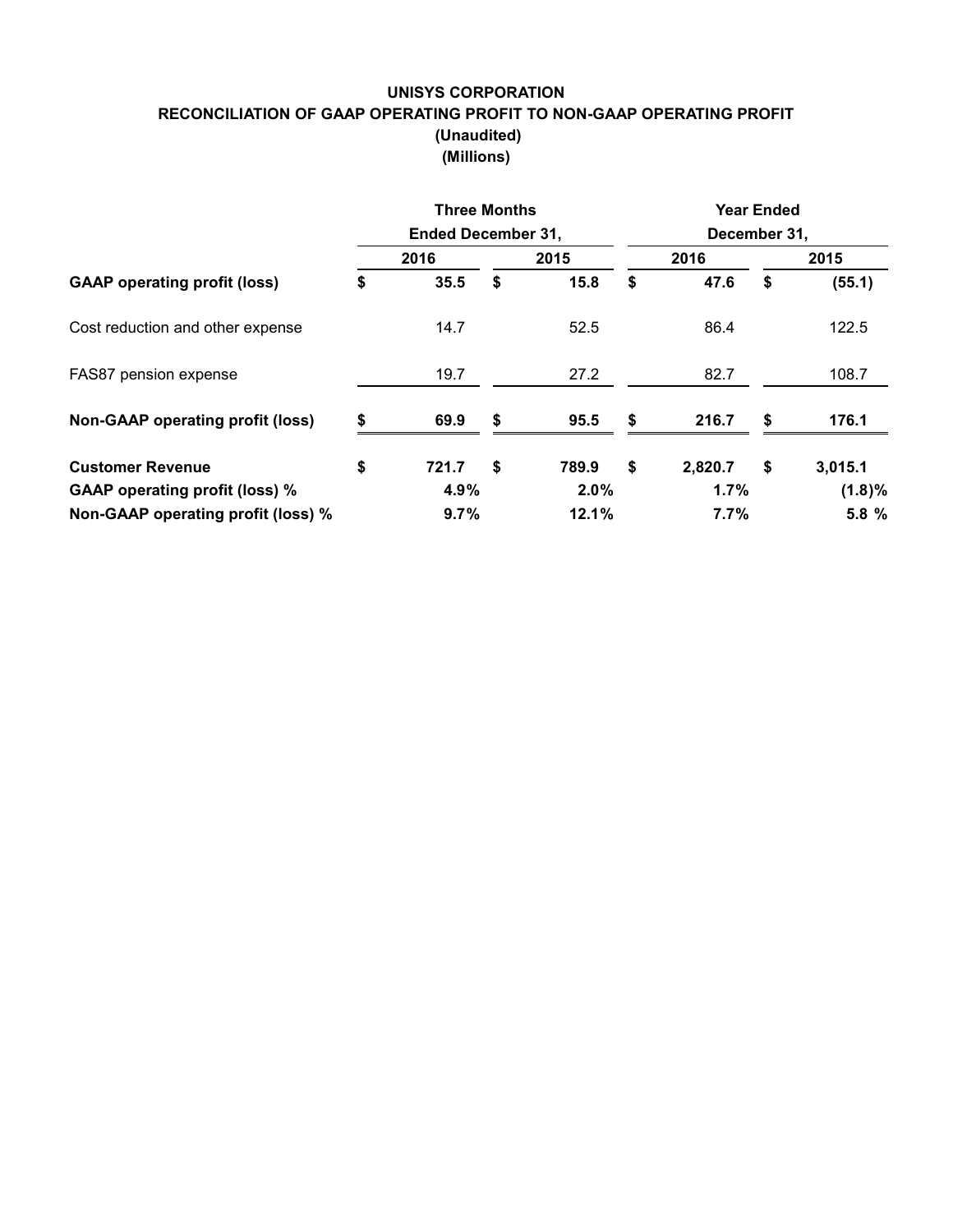**UNISYS CORPORATION**
**RECONCILIATION OF GAAP OPERATING PROFIT TO NON-GAAP OPERATING PROFIT**
**(Unaudited)**
**(Millions)**

| | Three Months Ended December 31, | | Year Ended December 31, | |
|---|---|---|---|---|
| | **2016** | **2015** | **2016** | **2015** |
| **GAAP operating profit (loss)** | **$ 35.5** | **$ 15.8** | **$ 47.6** | **$ (55.1)** |
| Cost reduction and other expense | 14.7 | 52.5 | 86.4 | 122.5 |
| FAS87 pension expense | 19.7 | 27.2 | 82.7 | 108.7 |
| **Non-GAAP operating profit (loss)** | **$ 69.9** | **$ 95.5** | **$ 216.7** | **$ 176.1** |
| **Customer Revenue** | **$ 721.7** | **$ 789.9** | **$ 2,820.7** | **$ 3,015.1** |
| **GAAP operating profit (loss) %** | **4.9%** | **2.0%** | **1.7%** | **(1.8)%** |
| **Non-GAAP operating profit (loss) %** | **9.7%** | **12.1%** | **7.7%** | **5.8 %** |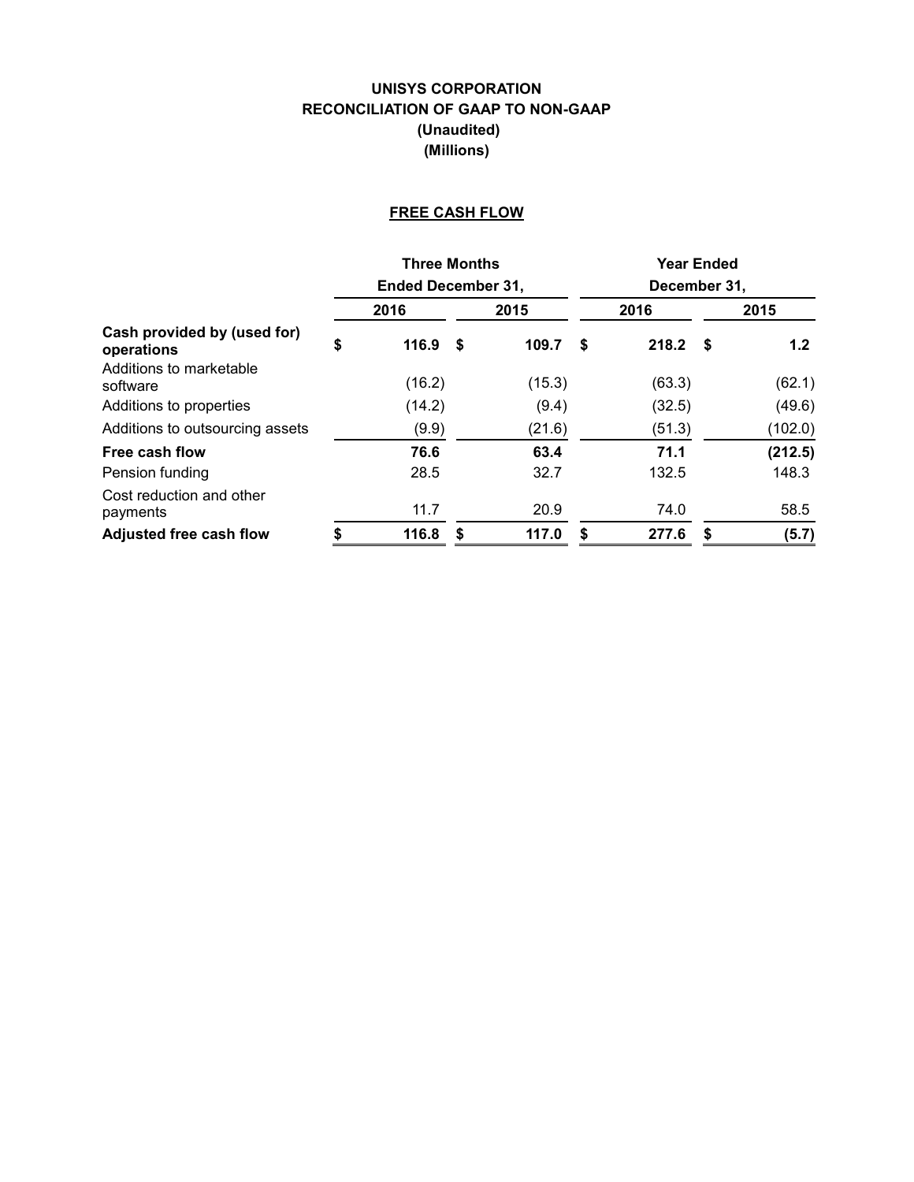# UNISYS CORPORATION
# RECONCILIATION OF GAAP TO NON-GAAP
# (Unaudited)
# (Millions)

## FREE CASH FLOW

| | Three Months Ended December 31, | | Year Ended December 31, | |
|---|---|---|---|---|
| | 2016 | 2015 | 2016 | 2015 |
| **Cash provided by (used for) operations** | **$ 116.9** | **$ 109.7** | **$ 218.2** | **$ 1.2** |
| Additions to marketable software | (16.2) | (15.3) | (63.3) | (62.1) |
| Additions to properties | (14.2) | (9.4) | (32.5) | (49.6) |
| Additions to outsourcing assets | (9.9) | (21.6) | (51.3) | (102.0) |
| **Free cash flow** | **76.6** | **63.4** | **71.1** | **(212.5)** |
| Pension funding | 28.5 | 32.7 | 132.5 | 148.3 |
| Cost reduction and other payments | 11.7 | 20.9 | 74.0 | 58.5 |
| **Adjusted free cash flow** | **$ 116.8** | **$ 117.0** | **$ 277.6** | **$ (5.7)** |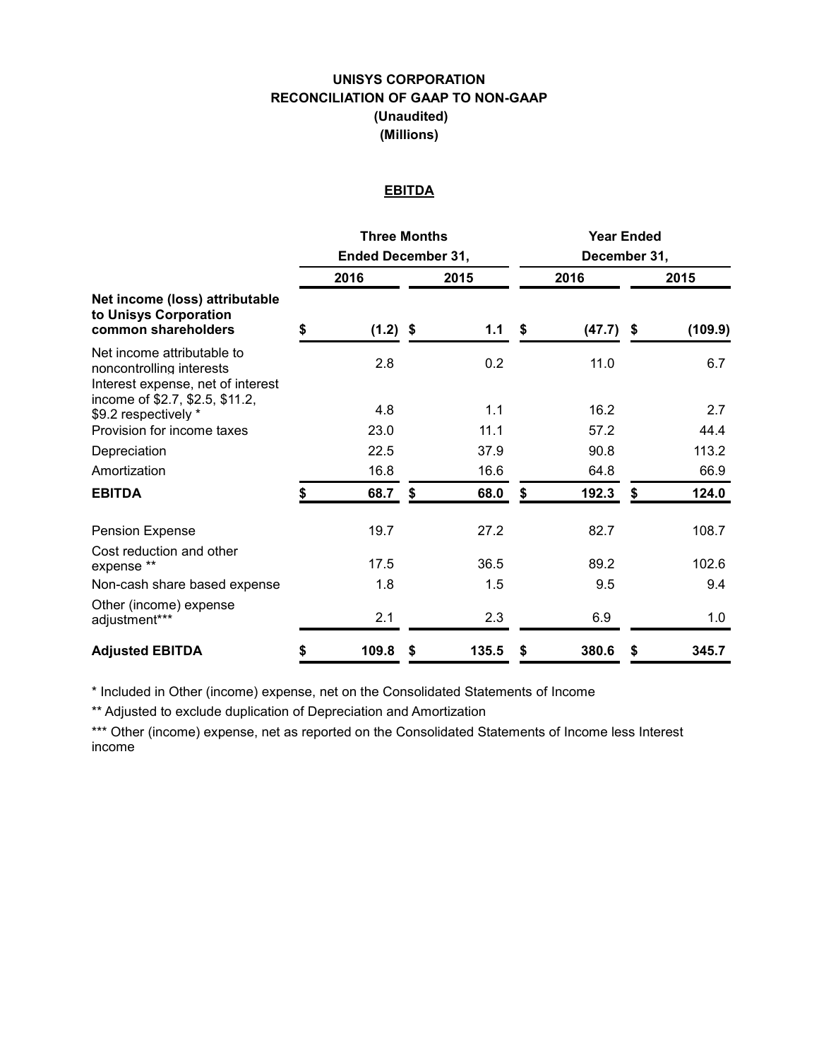**UNISYS CORPORATION**
**RECONCILIATION OF GAAP TO NON-GAAP**
**(Unaudited)**
**(Millions)**

**EBITDA**

| | Three Months Ended December 31, | | Year Ended December 31, | |
|---|---|---|---|---|
| | 2016 | 2015 | 2016 | 2015 |
| **Net income (loss) attributable to Unisys Corporation common shareholders** | $ (1.2) | $ 1.1 | $ (47.7) | $ (109.9) |
| Net income attributable to noncontrolling interests | 2.8 | 0.2 | 11.0 | 6.7 |
| Interest expense, net of interest income of $2.7, $2.5, $11.2, $9.2 respectively * | 4.8 | 1.1 | 16.2 | 2.7 |
| Provision for income taxes | 23.0 | 11.1 | 57.2 | 44.4 |
| Depreciation | 22.5 | 37.9 | 90.8 | 113.2 |
| Amortization | 16.8 | 16.6 | 64.8 | 66.9 |
| **EBITDA** | **$ 68.7** | **$ 68.0** | **$ 192.3** | **$ 124.0** |
| Pension Expense | 19.7 | 27.2 | 82.7 | 108.7 |
| Cost reduction and other expense ** | 17.5 | 36.5 | 89.2 | 102.6 |
| Non-cash share based expense | 1.8 | 1.5 | 9.5 | 9.4 |
| Other (income) expense adjustment*** | 2.1 | 2.3 | 6.9 | 1.0 |
| **Adjusted EBITDA** | **$ 109.8** | **$ 135.5** | **$ 380.6** | **$ 345.7** |

* Included in Other (income) expense, net on the Consolidated Statements of Income

** Adjusted to exclude duplication of Depreciation and Amortization

*** Other (income) expense, net as reported on the Consolidated Statements of Income less Interest income